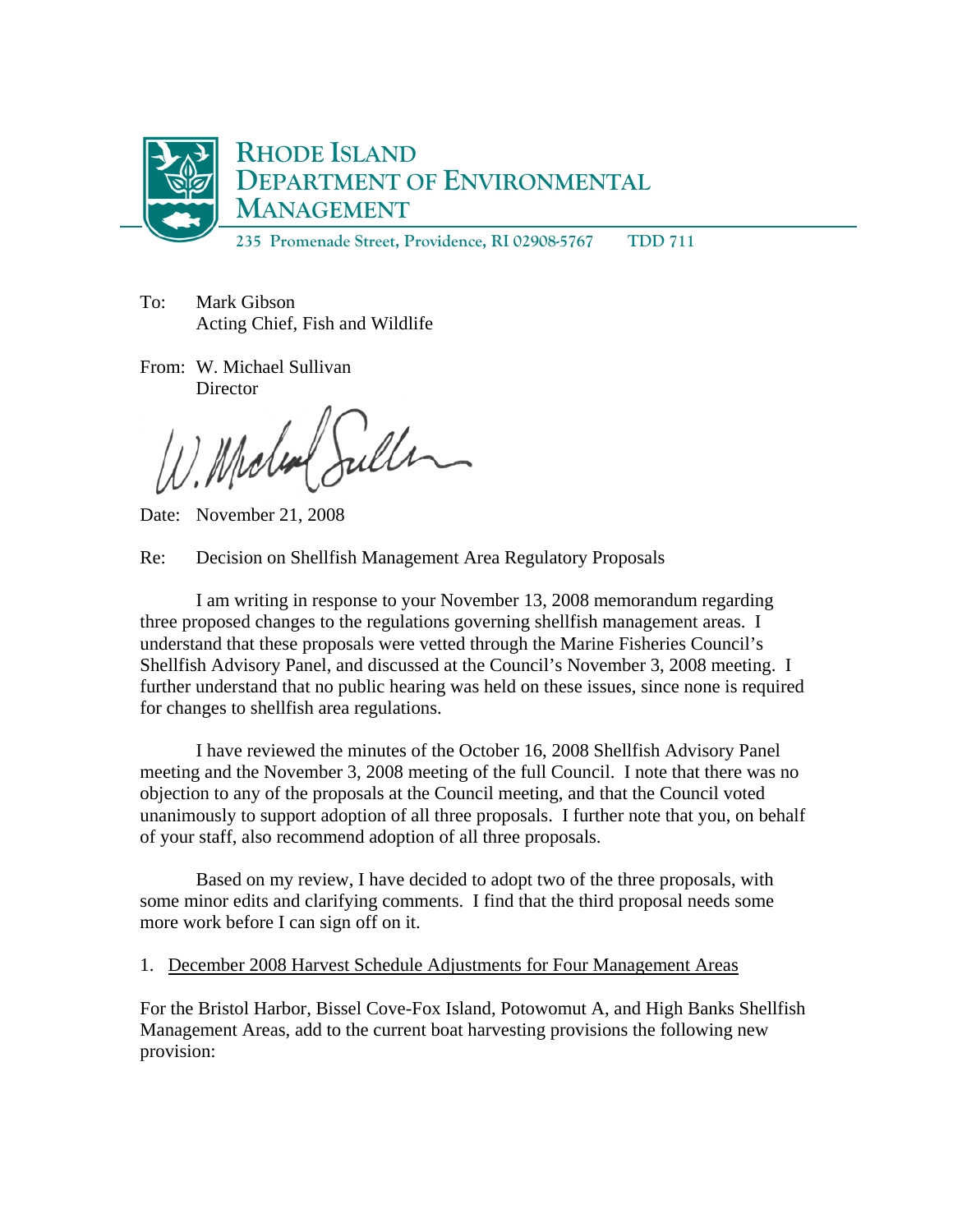# RHODE ISLAND DEPARTMENT OF ENVIRONMENTAL MANAGEMENT

235 Promenade Street, Providence, RI 02908-5767 TDD 711

To: Mark Gibson
Acting Chief, Fish and Wildlife

From: W. Michael Sullivan
Director

Date: November 21, 2008

Re: Decision on Shellfish Management Area Regulatory Proposals

I am writing in response to your November 13, 2008 memorandum regarding three proposed changes to the regulations governing shellfish management areas. I understand that these proposals were vetted through the Marine Fisheries Council's Shellfish Advisory Panel, and discussed at the Council's November 3, 2008 meeting. I further understand that no public hearing was held on these issues, since none is required for changes to shellfish area regulations.

I have reviewed the minutes of the October 16, 2008 Shellfish Advisory Panel meeting and the November 3, 2008 meeting of the full Council. I note that there was no objection to any of the proposals at the Council meeting, and that the Council voted unanimously to support adoption of all three proposals. I further note that you, on behalf of your staff, also recommend adoption of all three proposals.

Based on my review, I have decided to adopt two of the three proposals, with some minor edits and clarifying comments. I find that the third proposal needs some more work before I can sign off on it.

1. <u>December 2008 Harvest Schedule Adjustments for Four Management Areas</u>

For the Bristol Harbor, Bissel Cove-Fox Island, Potowomut A, and High Banks Shellfish Management Areas, add to the current boat harvesting provisions the following new provision: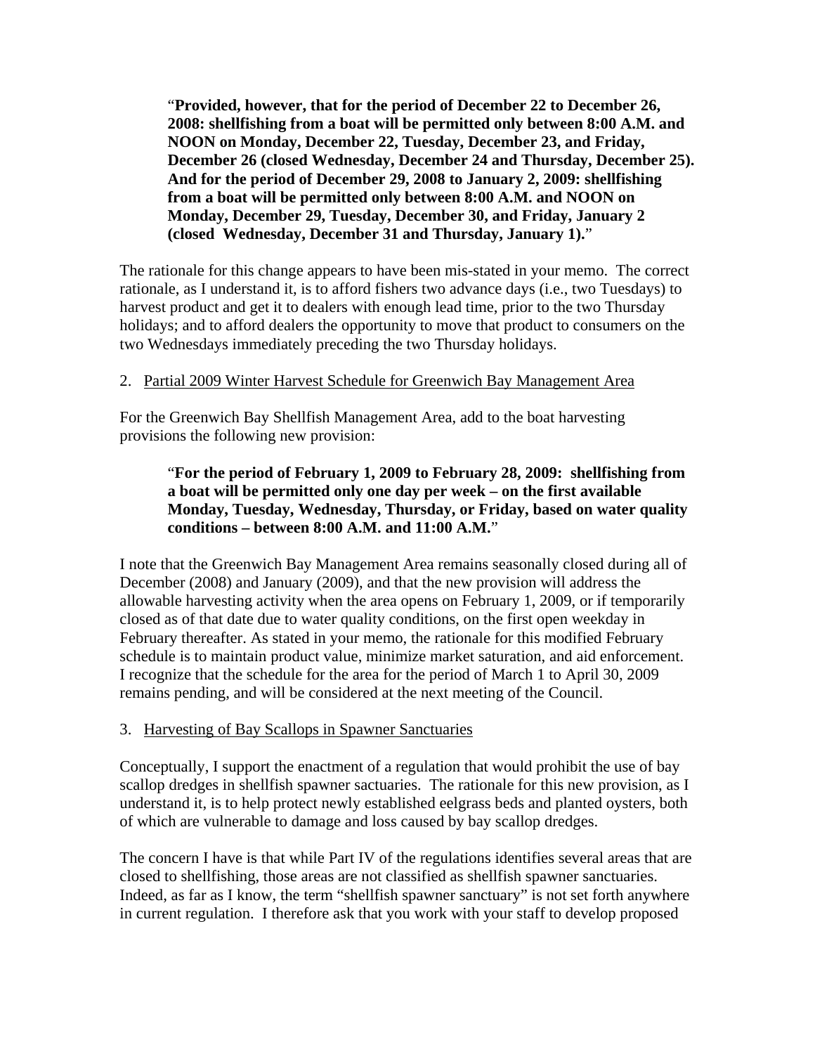"**Provided, however, that for the period of December 22 to December 26, 2008: shellfishing from a boat will be permitted only between 8:00 A.M. and NOON on Monday, December 22, Tuesday, December 23, and Friday, December 26 (closed Wednesday, December 24 and Thursday, December 25). And for the period of December 29, 2008 to January 2, 2009: shellfishing from a boat will be permitted only between 8:00 A.M. and NOON on Monday, December 29, Tuesday, December 30, and Friday, January 2 (closed Wednesday, December 31 and Thursday, January 1).**"

The rationale for this change appears to have been mis-stated in your memo. The correct rationale, as I understand it, is to afford fishers two advance days (i.e., two Tuesdays) to harvest product and get it to dealers with enough lead time, prior to the two Thursday holidays; and to afford dealers the opportunity to move that product to consumers on the two Wednesdays immediately preceding the two Thursday holidays.

2. Partial 2009 Winter Harvest Schedule for Greenwich Bay Management Area

For the Greenwich Bay Shellfish Management Area, add to the boat harvesting provisions the following new provision:

"**For the period of February 1, 2009 to February 28, 2009: shellfishing from a boat will be permitted only one day per week – on the first available Monday, Tuesday, Wednesday, Thursday, or Friday, based on water quality conditions – between 8:00 A.M. and 11:00 A.M.**"

I note that the Greenwich Bay Management Area remains seasonally closed during all of December (2008) and January (2009), and that the new provision will address the allowable harvesting activity when the area opens on February 1, 2009, or if temporarily closed as of that date due to water quality conditions, on the first open weekday in February thereafter. As stated in your memo, the rationale for this modified February schedule is to maintain product value, minimize market saturation, and aid enforcement. I recognize that the schedule for the area for the period of March 1 to April 30, 2009 remains pending, and will be considered at the next meeting of the Council.

3. Harvesting of Bay Scallops in Spawner Sanctuaries

Conceptually, I support the enactment of a regulation that would prohibit the use of bay scallop dredges in shellfish spawner sactuaries. The rationale for this new provision, as I understand it, is to help protect newly established eelgrass beds and planted oysters, both of which are vulnerable to damage and loss caused by bay scallop dredges.

The concern I have is that while Part IV of the regulations identifies several areas that are closed to shellfishing, those areas are not classified as shellfish spawner sanctuaries. Indeed, as far as I know, the term "shellfish spawner sanctuary" is not set forth anywhere in current regulation. I therefore ask that you work with your staff to develop proposed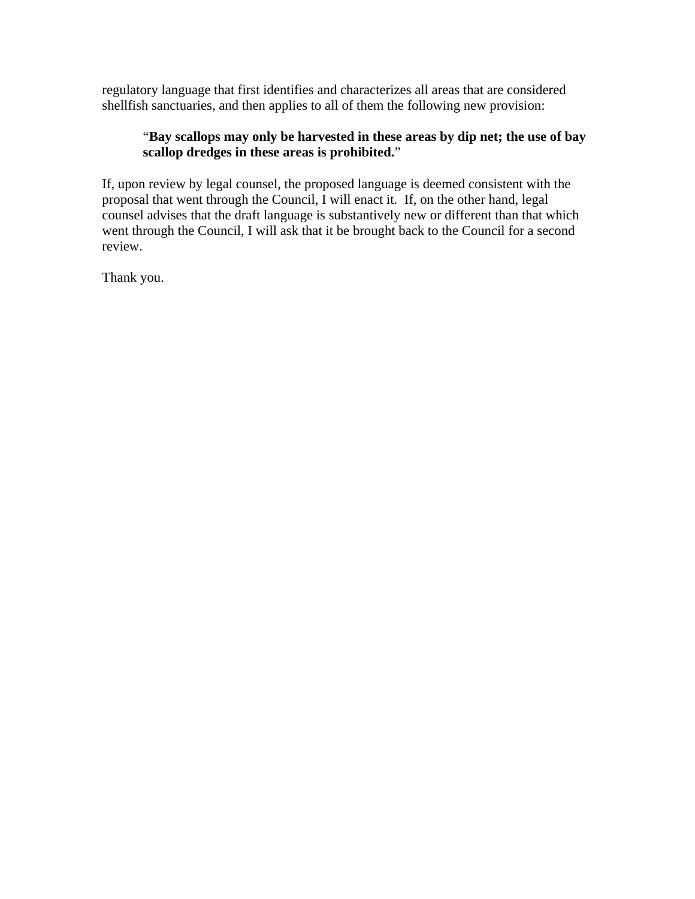regulatory language that first identifies and characterizes all areas that are considered shellfish sanctuaries, and then applies to all of them the following new provision:

> "**Bay scallops may only be harvested in these areas by dip net; the use of bay scallop dredges in these areas is prohibited.**"

If, upon review by legal counsel, the proposed language is deemed consistent with the proposal that went through the Council, I will enact it. If, on the other hand, legal counsel advises that the draft language is substantively new or different than that which went through the Council, I will ask that it be brought back to the Council for a second review.

Thank you.